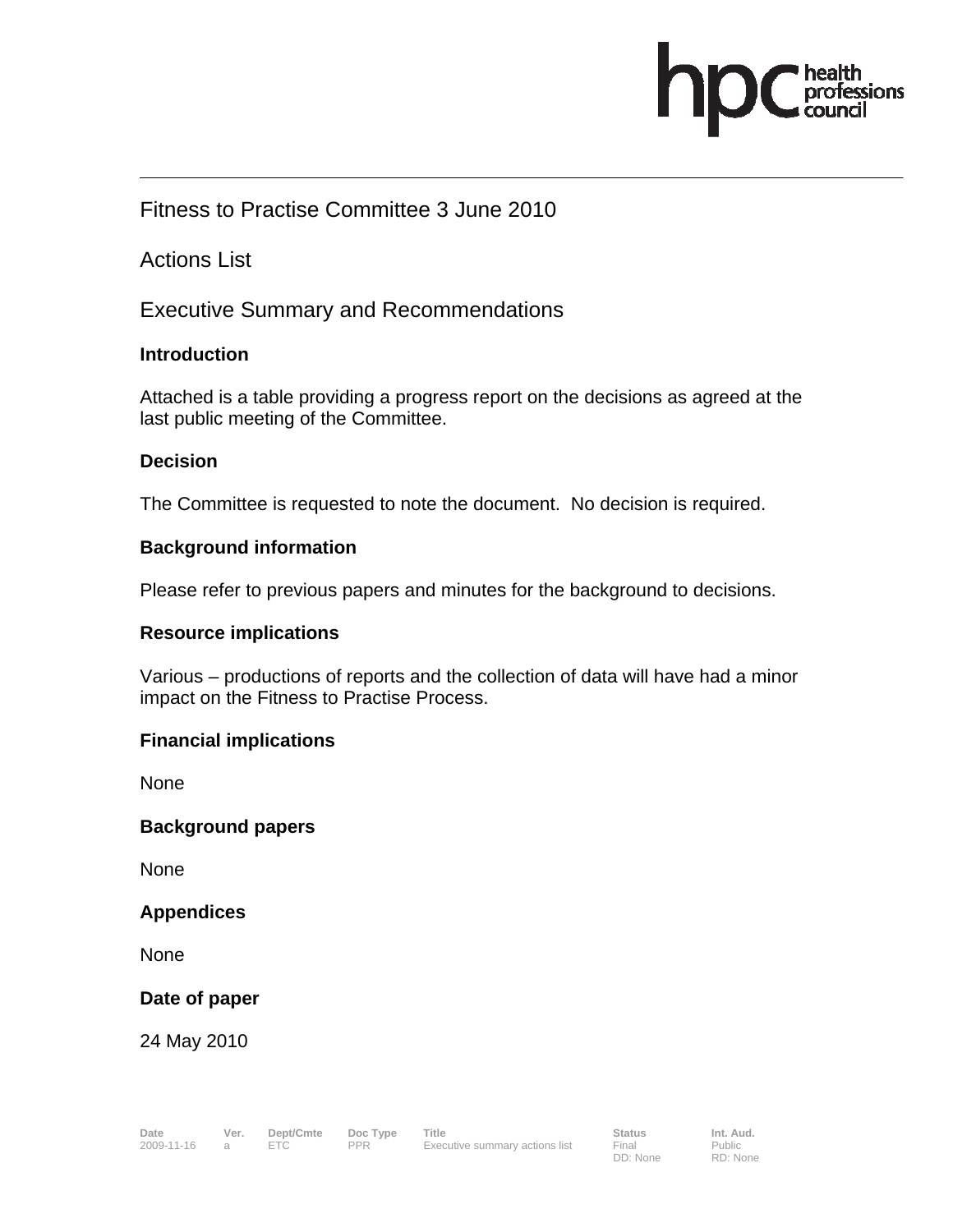Fitness to Practise Committee 3 June 2010

Actions List

Executive Summary and Recommendations

**Introduction**

Attached is a table providing a progress report on the decisions as agreed at the last public meeting of the Committee.

**Decision**

The Committee is requested to note the document. No decision is required.

**Background information**

Please refer to previous papers and minutes for the background to decisions.

**Resource implications**

Various – productions of reports and the collection of data will have had a minor impact on the Fitness to Practise Process.

**Financial implications**

None

**Background papers**

None

**Appendices**

None

**Date of paper**

24 May 2010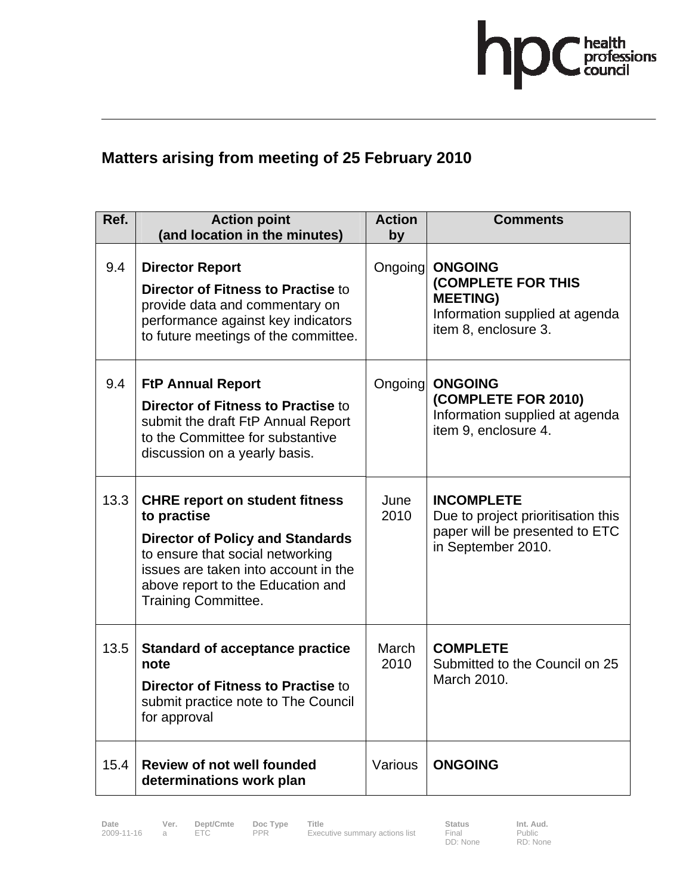## Matters arising from meeting of 25 February 2010

| Ref. | Action point (and location in the minutes) | Action by | Comments |
|---|---|---|---|
| 9.4 | **Director Report** **Director of Fitness to Practise** to provide data and commentary on performance against key indicators to future meetings of the committee. | Ongoing | **ONGOING (COMPLETE FOR THIS MEETING)** Information supplied at agenda item 8, enclosure 3. |
| 9.4 | **FtP Annual Report** **Director of Fitness to Practise** to submit the draft FtP Annual Report to the Committee for substantive discussion on a yearly basis. | Ongoing | **ONGOING (COMPLETE FOR 2010)** Information supplied at agenda item 9, enclosure 4. |
| 13.3 | **CHRE report on student fitness to practise** **Director of Policy and Standards** to ensure that social networking issues are taken into account in the above report to the Education and Training Committee. | June 2010 | **INCOMPLETE** Due to project prioritisation this paper will be presented to ETC in September 2010. |
| 13.5 | **Standard of acceptance practice note** **Director of Fitness to Practise** to submit practice note to The Council for approval | March 2010 | **COMPLETE** Submitted to the Council on 25 March 2010. |
| 15.4 | **Review of not well founded determinations work plan** | Various | **ONGOING** |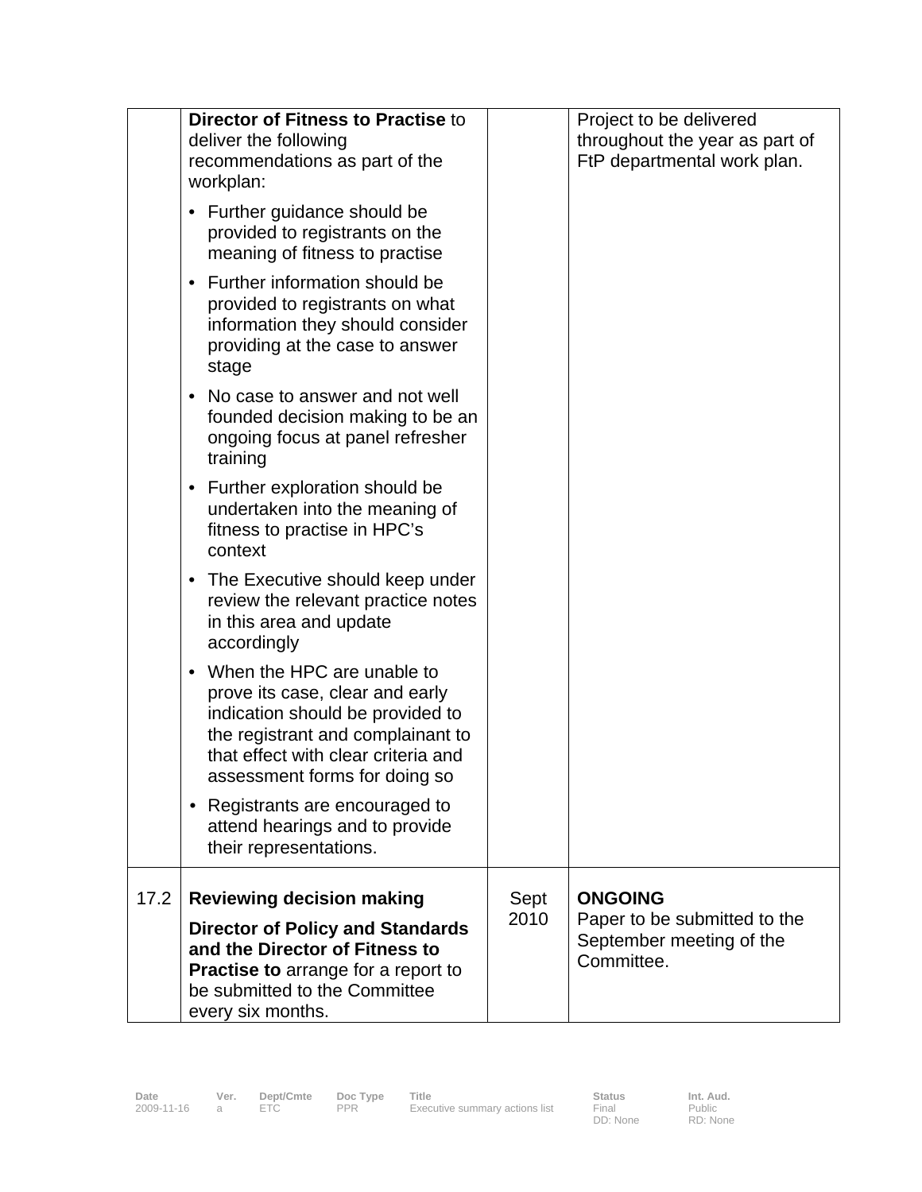| | | | |
|---|---|---|---|
| | **Director of Fitness to Practise** to deliver the following recommendations as part of the workplan:<br>• Further guidance should be provided to registrants on the meaning of fitness to practise<br>• Further information should be provided to registrants on what information they should consider providing at the case to answer stage<br>• No case to answer and not well founded decision making to be an ongoing focus at panel refresher training<br>• Further exploration should be undertaken into the meaning of fitness to practise in HPC's context<br>• The Executive should keep under review the relevant practice notes in this area and update accordingly<br>• When the HPC are unable to prove its case, clear and early indication should be provided to the registrant and complainant to that effect with clear criteria and assessment forms for doing so<br>• Registrants are encouraged to attend hearings and to provide their representations. | | Project to be delivered throughout the year as part of FtP departmental work plan. |
| 17.2 | **Reviewing decision making**<br>**Director of Policy and Standards and the Director of Fitness to Practise to** arrange for a report to be submitted to the Committee every six months. | Sept 2010 | **ONGOING**<br>Paper to be submitted to the September meeting of the Committee. |